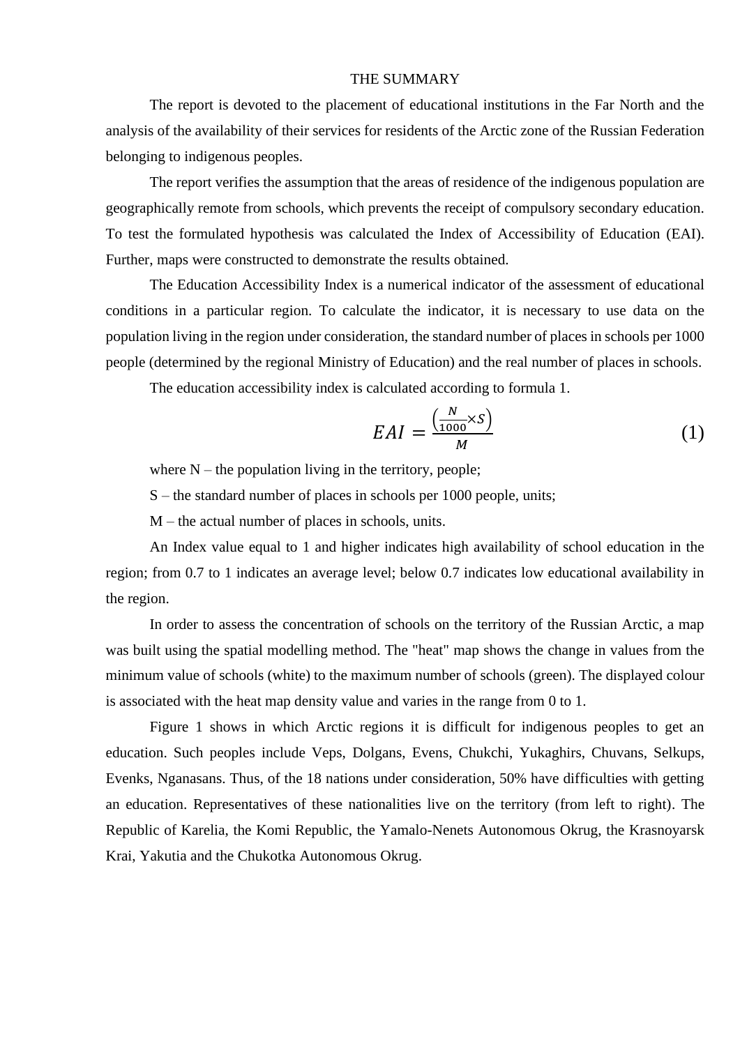# THE SUMMARY

The report is devoted to the placement of educational institutions in the Far North and the analysis of the availability of their services for residents of the Arctic zone of the Russian Federation belonging to indigenous peoples.

The report verifies the assumption that the areas of residence of the indigenous population are geographically remote from schools, which prevents the receipt of compulsory secondary education. To test the formulated hypothesis was calculated the Index of Accessibility of Education (EAI). Further, maps were constructed to demonstrate the results obtained.

The Education Accessibility Index is a numerical indicator of the assessment of educational conditions in a particular region. To calculate the indicator, it is necessary to use data on the population living in the region under consideration, the standard number of places in schools per 1000 people (determined by the regional Ministry of Education) and the real number of places in schools.

The education accessibility index is calculated according to formula 1.

$$EAI = \frac{\left(\frac{N}{1000} \times S\right)}{M} \tag{1}$$

where N – the population living in the territory, people;

S – the standard number of places in schools per 1000 people, units;

M – the actual number of places in schools, units.

An Index value equal to 1 and higher indicates high availability of school education in the region; from 0.7 to 1 indicates an average level; below 0.7 indicates low educational availability in the region.

In order to assess the concentration of schools on the territory of the Russian Arctic, a map was built using the spatial modelling method. The "heat" map shows the change in values from the minimum value of schools (white) to the maximum number of schools (green). The displayed colour is associated with the heat map density value and varies in the range from 0 to 1.

Figure 1 shows in which Arctic regions it is difficult for indigenous peoples to get an education. Such peoples include Veps, Dolgans, Evens, Chukchi, Yukaghirs, Chuvans, Selkups, Evenks, Nganasans. Thus, of the 18 nations under consideration, 50% have difficulties with getting an education. Representatives of these nationalities live on the territory (from left to right). The Republic of Karelia, the Komi Republic, the Yamalo-Nenets Autonomous Okrug, the Krasnoyarsk Krai, Yakutia and the Chukotka Autonomous Okrug.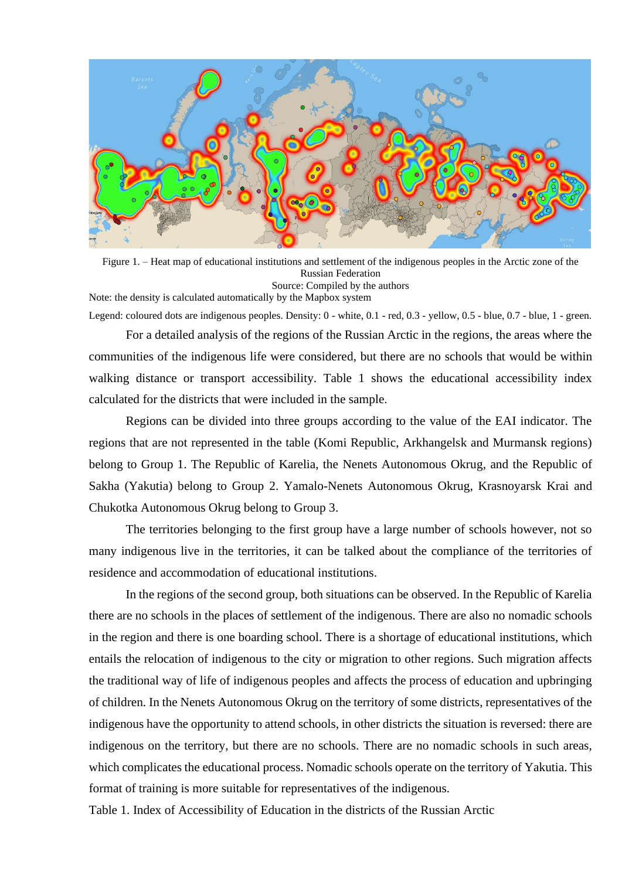Figure 1. – Heat map of educational institutions and settlement of the indigenous peoples in the Arctic zone of the Russian Federation

Source: Compiled by the authors

Note: the density is calculated automatically by the Mapbox system

Legend: coloured dots are indigenous peoples. Density: 0 - white, 0.1 - red, 0.3 - yellow, 0.5 - blue, 0.7 - blue, 1 - green.

For a detailed analysis of the regions of the Russian Arctic in the regions, the areas where the communities of the indigenous life were considered, but there are no schools that would be within walking distance or transport accessibility. Table 1 shows the educational accessibility index calculated for the districts that were included in the sample.

Regions can be divided into three groups according to the value of the EAI indicator. The regions that are not represented in the table (Komi Republic, Arkhangelsk and Murmansk regions) belong to Group 1. The Republic of Karelia, the Nenets Autonomous Okrug, and the Republic of Sakha (Yakutia) belong to Group 2. Yamalo-Nenets Autonomous Okrug, Krasnoyarsk Krai and Chukotka Autonomous Okrug belong to Group 3.

The territories belonging to the first group have a large number of schools however, not so many indigenous live in the territories, it can be talked about the compliance of the territories of residence and accommodation of educational institutions.

In the regions of the second group, both situations can be observed. In the Republic of Karelia there are no schools in the places of settlement of the indigenous. There are also no nomadic schools in the region and there is one boarding school. There is a shortage of educational institutions, which entails the relocation of indigenous to the city or migration to other regions. Such migration affects the traditional way of life of indigenous peoples and affects the process of education and upbringing of children. In the Nenets Autonomous Okrug on the territory of some districts, representatives of the indigenous have the opportunity to attend schools, in other districts the situation is reversed: there are indigenous on the territory, but there are no schools. There are no nomadic schools in such areas, which complicates the educational process. Nomadic schools operate on the territory of Yakutia. This format of training is more suitable for representatives of the indigenous.

Table 1. Index of Accessibility of Education in the districts of the Russian Arctic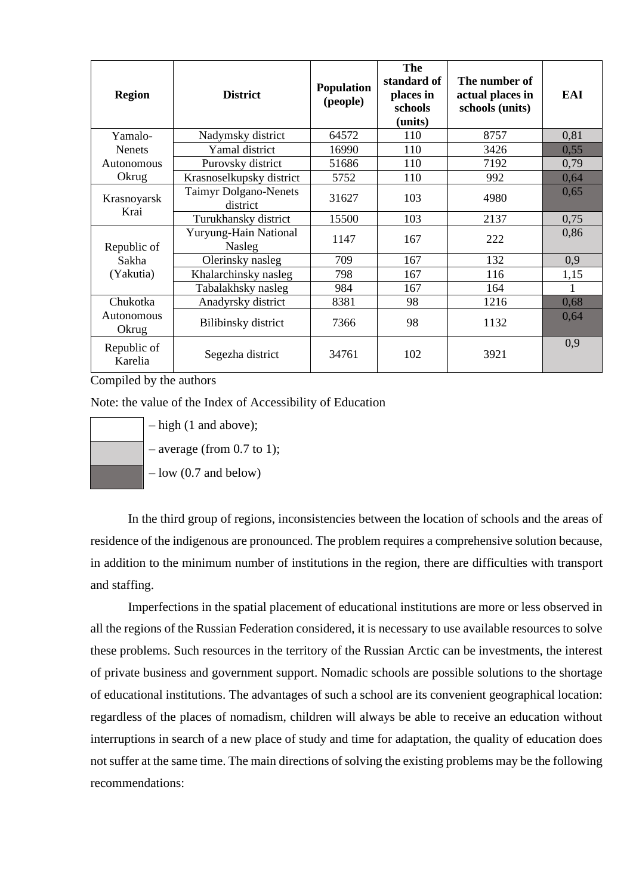| Region | District | Population (people) | The standard of places in schools (units) | The number of actual places in schools (units) | EAI |
|---|---|---|---|---|---|
| Yamalo-Nenets Autonomous Okrug | Nadymsky district | 64572 | 110 | 8757 | 0,81 |
| | Yamal district | 16990 | 110 | 3426 | 0,55 |
| | Purovsky district | 51686 | 110 | 7192 | 0,79 |
| | Krasnoselkupsky district | 5752 | 110 | 992 | 0,64 |
| Krasnoyarsk Krai | Taimyr Dolgano-Nenets district | 31627 | 103 | 4980 | 0,65 |
| | Turukhansky district | 15500 | 103 | 2137 | 0,75 |
| Republic of Sakha (Yakutia) | Yuryung-Hain National Nasleg | 1147 | 167 | 222 | 0,86 |
| | Olerinsky nasleg | 709 | 167 | 132 | 0,9 |
| | Khalarchinsky nasleg | 798 | 167 | 116 | 1,15 |
| | Tabalakhsky nasleg | 984 | 167 | 164 | 1 |
| Chukotka Autonomous Okrug | Anadyrsky district | 8381 | 98 | 1216 | 0,68 |
| | Bilibinsky district | 7366 | 98 | 1132 | 0,64 |
| Republic of Karelia | Segezha district | 34761 | 102 | 3921 | 0,9 |

Compiled by the authors

Note: the value of the Index of Accessibility of Education

- high (1 and above);
- average (from 0.7 to 1);
- low (0.7 and below)

In the third group of regions, inconsistencies between the location of schools and the areas of residence of the indigenous are pronounced. The problem requires a comprehensive solution because, in addition to the minimum number of institutions in the region, there are difficulties with transport and staffing.

Imperfections in the spatial placement of educational institutions are more or less observed in all the regions of the Russian Federation considered, it is necessary to use available resources to solve these problems. Such resources in the territory of the Russian Arctic can be investments, the interest of private business and government support. Nomadic schools are possible solutions to the shortage of educational institutions. The advantages of such a school are its convenient geographical location: regardless of the places of nomadism, children will always be able to receive an education without interruptions in search of a new place of study and time for adaptation, the quality of education does not suffer at the same time. The main directions of solving the existing problems may be the following recommendations: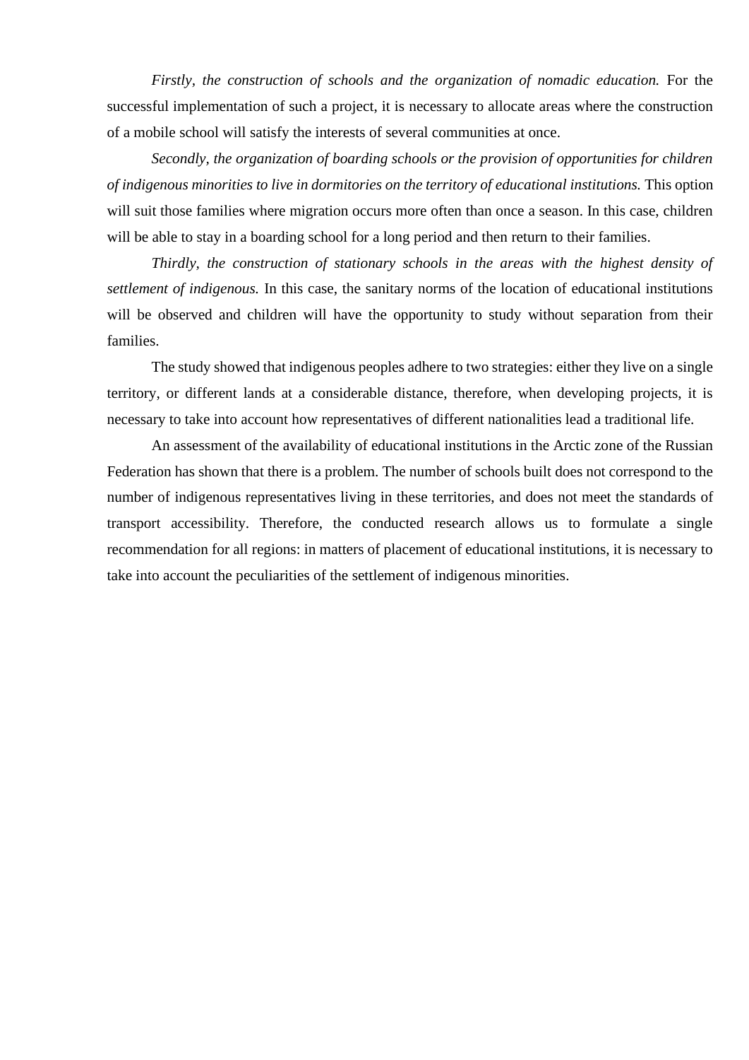*Firstly, the construction of schools and the organization of nomadic education.* For the successful implementation of such a project, it is necessary to allocate areas where the construction of a mobile school will satisfy the interests of several communities at once.

*Secondly, the organization of boarding schools or the provision of opportunities for children of indigenous minorities to live in dormitories on the territory of educational institutions.* This option will suit those families where migration occurs more often than once a season. In this case, children will be able to stay in a boarding school for a long period and then return to their families.

*Thirdly, the construction of stationary schools in the areas with the highest density of settlement of indigenous.* In this case, the sanitary norms of the location of educational institutions will be observed and children will have the opportunity to study without separation from their families.

The study showed that indigenous peoples adhere to two strategies: either they live on a single territory, or different lands at a considerable distance, therefore, when developing projects, it is necessary to take into account how representatives of different nationalities lead a traditional life.

An assessment of the availability of educational institutions in the Arctic zone of the Russian Federation has shown that there is a problem. The number of schools built does not correspond to the number of indigenous representatives living in these territories, and does not meet the standards of transport accessibility. Therefore, the conducted research allows us to formulate a single recommendation for all regions: in matters of placement of educational institutions, it is necessary to take into account the peculiarities of the settlement of indigenous minorities.